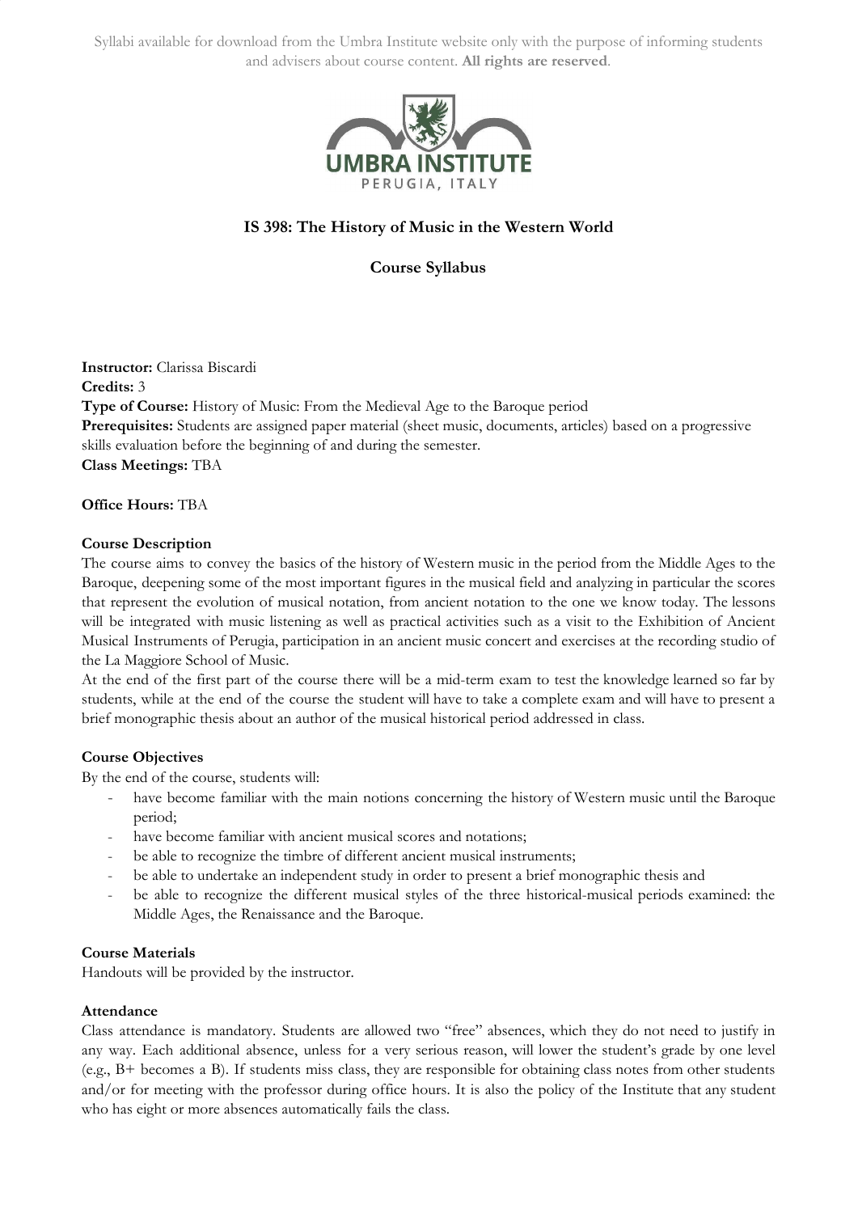Syllabi available for download from the Umbra Institute website only with the purpose of informing students and advisers about course content. **All rights are reserved**.

# IS 398: The History of Music in the Western World

## Course Syllabus

**Instructor:** Clarissa Biscardi
**Credits:** 3
**Type of Course:** History of Music: From the Medieval Age to the Baroque period
**Prerequisites:** Students are assigned paper material (sheet music, documents, articles) based on a progressive skills evaluation before the beginning of and during the semester.
**Class Meetings:** TBA

**Office Hours:** TBA

### Course Description

The course aims to convey the basics of the history of Western music in the period from the Middle Ages to the Baroque, deepening some of the most important figures in the musical field and analyzing in particular the scores that represent the evolution of musical notation, from ancient notation to the one we know today. The lessons will be integrated with music listening as well as practical activities such as a visit to the Exhibition of Ancient Musical Instruments of Perugia, participation in an ancient music concert and exercises at the recording studio of the La Maggiore School of Music.

At the end of the first part of the course there will be a mid-term exam to test the knowledge learned so far by students, while at the end of the course the student will have to take a complete exam and will have to present a brief monographic thesis about an author of the musical historical period addressed in class.

### Course Objectives

By the end of the course, students will:

- have become familiar with the main notions concerning the history of Western music until the Baroque period;
- have become familiar with ancient musical scores and notations;
- be able to recognize the timbre of different ancient musical instruments;
- be able to undertake an independent study in order to present a brief monographic thesis and
- be able to recognize the different musical styles of the three historical-musical periods examined: the Middle Ages, the Renaissance and the Baroque.

### Course Materials

Handouts will be provided by the instructor.

### Attendance

Class attendance is mandatory. Students are allowed two "free" absences, which they do not need to justify in any way. Each additional absence, unless for a very serious reason, will lower the student's grade by one level (e.g., B+ becomes a B). If students miss class, they are responsible for obtaining class notes from other students and/or for meeting with the professor during office hours. It is also the policy of the Institute that any student who has eight or more absences automatically fails the class.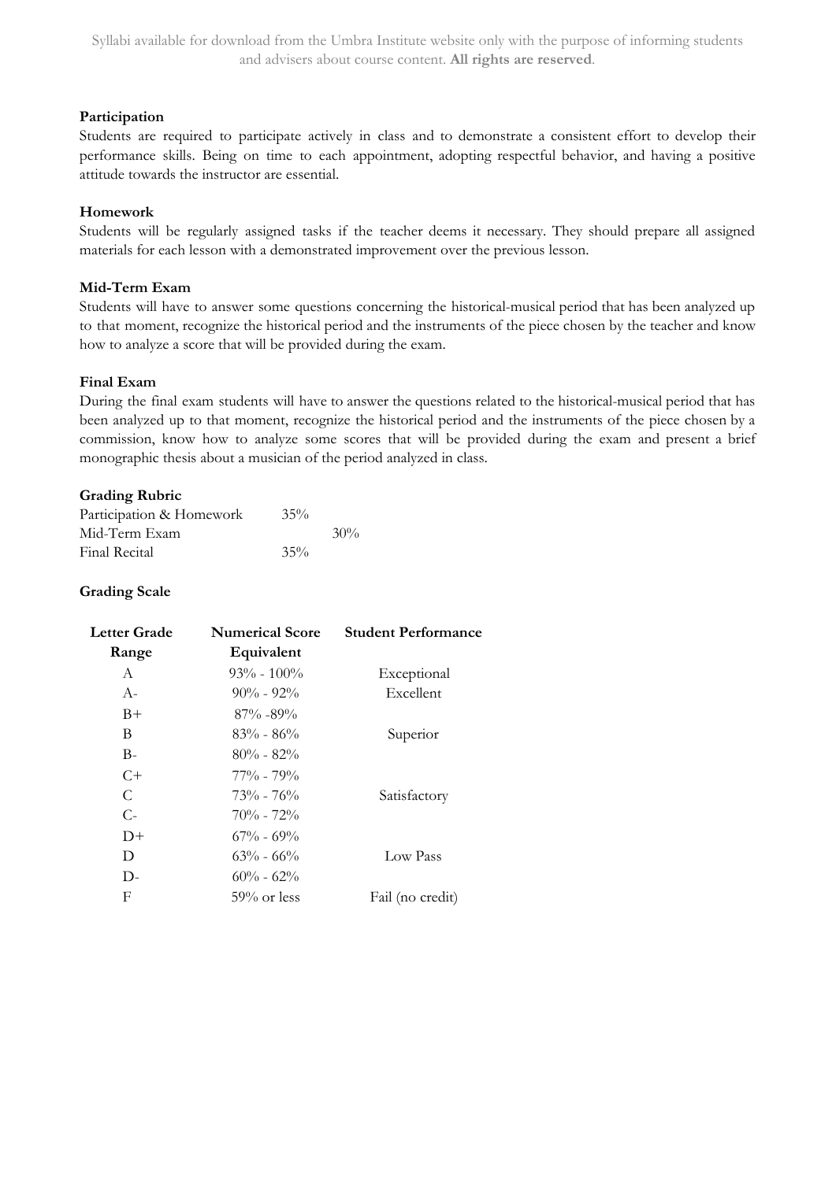**Participation**

Students are required to participate actively in class and to demonstrate a consistent effort to develop their performance skills. Being on time to each appointment, adopting respectful behavior, and having a positive attitude towards the instructor are essential.

**Homework**

Students will be regularly assigned tasks if the teacher deems it necessary. They should prepare all assigned materials for each lesson with a demonstrated improvement over the previous lesson.

**Mid-Term Exam**

Students will have to answer some questions concerning the historical-musical period that has been analyzed up to that moment, recognize the historical period and the instruments of the piece chosen by the teacher and know how to analyze a score that will be provided during the exam.

**Final Exam**

During the final exam students will have to answer the questions related to the historical-musical period that has been analyzed up to that moment, recognize the historical period and the instruments of the piece chosen by a commission, know how to analyze some scores that will be provided during the exam and present a brief monographic thesis about a musician of the period analyzed in class.

**Grading Rubric**

| | |
|---|---|
| Participation & Homework | 35% |
| Mid-Term Exam | 30% |
| Final Recital | 35% |

**Grading Scale**

| Letter Grade Range | Numerical Score Equivalent | Student Performance |
|---|---|---|
| A | 93% - 100% | Exceptional |
| A- | 90% - 92% | Excellent |
| B+ | 87% -89% | |
| B | 83% - 86% | Superior |
| B- | 80% - 82% | |
| C+ | 77% - 79% | |
| C | 73% - 76% | Satisfactory |
| C- | 70% - 72% | |
| D+ | 67% - 69% | |
| D | 63% - 66% | Low Pass |
| D- | 60% - 62% | |
| F | 59% or less | Fail (no credit) |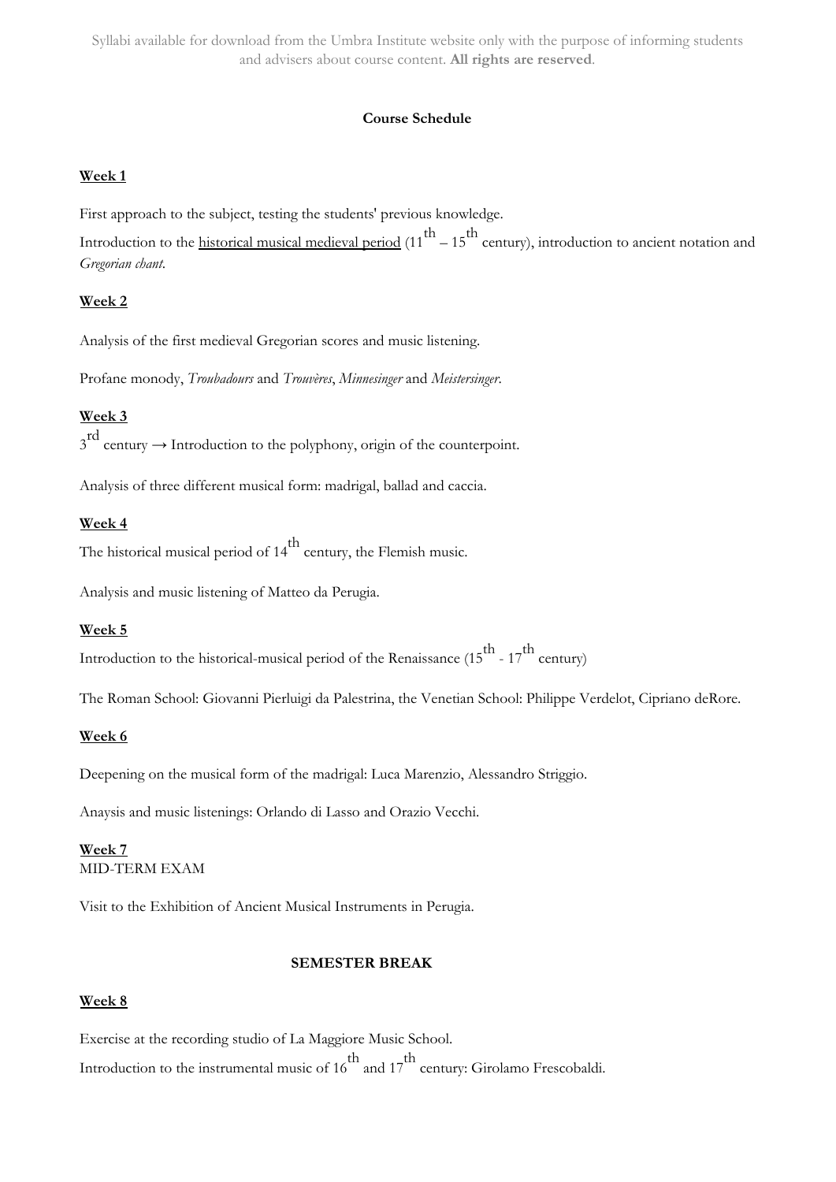**Course Schedule**

**Week 1**

First approach to the subject, testing the students' previous knowledge.

Introduction to the historical musical medieval period (11$^{th}$ – 15$^{th}$ century), introduction to ancient notation and *Gregorian chant*.

**Week 2**

Analysis of the first medieval Gregorian scores and music listening.

Profane monody, *Troubadours* and *Trouvères*, *Minnesinger* and *Meistersinger*.

**Week 3**

3$^{rd}$ century → Introduction to the polyphony, origin of the counterpoint.

Analysis of three different musical form: madrigal, ballad and caccia.

**Week 4**

The historical musical period of 14$^{th}$ century, the Flemish music.

Analysis and music listening of Matteo da Perugia.

**Week 5**

Introduction to the historical-musical period of the Renaissance (15$^{th}$ - 17$^{th}$ century)

The Roman School: Giovanni Pierluigi da Palestrina, the Venetian School: Philippe Verdelot, Cipriano deRore.

**Week 6**

Deepening on the musical form of the madrigal: Luca Marenzio, Alessandro Striggio.

Anaysis and music listenings: Orlando di Lasso and Orazio Vecchi.

**Week 7**

MID-TERM EXAM

Visit to the Exhibition of Ancient Musical Instruments in Perugia.

**SEMESTER BREAK**

**Week 8**

Exercise at the recording studio of La Maggiore Music School.

Introduction to the instrumental music of 16$^{th}$ and 17$^{th}$ century: Girolamo Frescobaldi.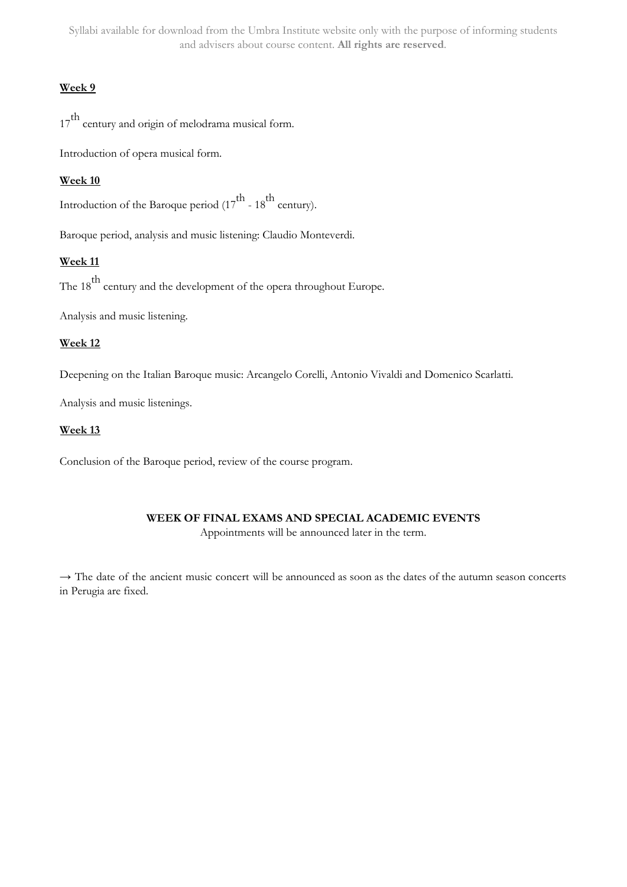**Week 9**

17th century and origin of melodrama musical form.

Introduction of opera musical form.

**Week 10**

Introduction of the Baroque period (17th - 18th century).

Baroque period, analysis and music listening: Claudio Monteverdi.

**Week 11**

The 18th century and the development of the opera throughout Europe.

Analysis and music listening.

**Week 12**

Deepening on the Italian Baroque music: Arcangelo Corelli, Antonio Vivaldi and Domenico Scarlatti.

Analysis and music listenings.

**Week 13**

Conclusion of the Baroque period, review of the course program.

**WEEK OF FINAL EXAMS AND SPECIAL ACADEMIC EVENTS**

Appointments will be announced later in the term.

→ The date of the ancient music concert will be announced as soon as the dates of the autumn season concerts in Perugia are fixed.